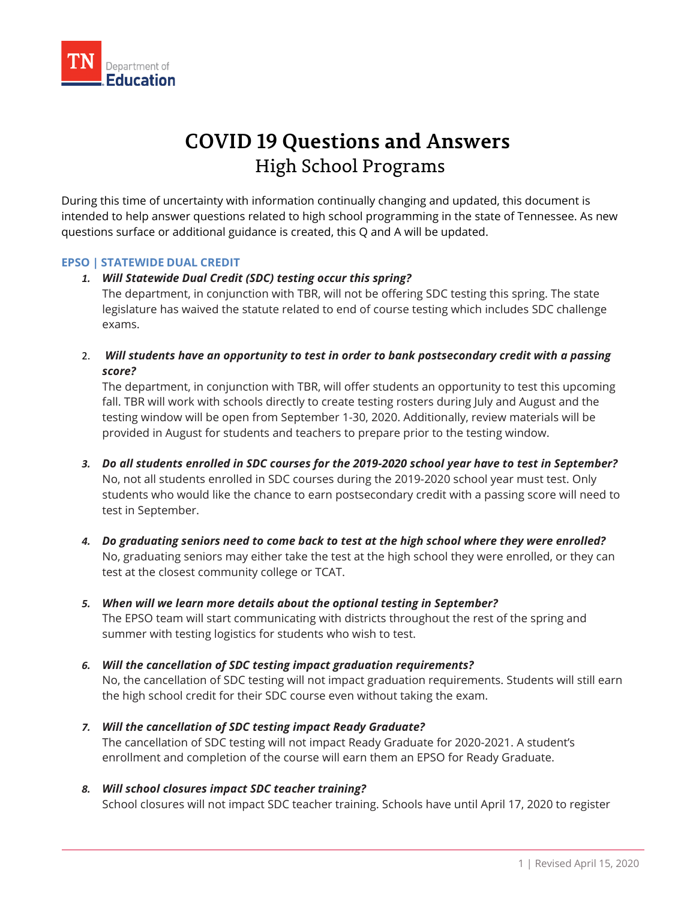# COVID 19 Questions and Answers

## High School Programs

During this time of uncertainty with information continually changing and updated, this document is intended to help answer questions related to high school programming in the state of Tennessee. As new questions surface or additional guidance is created, this Q and A will be updated.

### EPSO | STATEWIDE DUAL CREDIT

1. ***Will Statewide Dual Credit (SDC) testing occur this spring?***
   The department, in conjunction with TBR, will not be offering SDC testing this spring. The state legislature has waived the statute related to end of course testing which includes SDC challenge exams.

2. ***Will students have an opportunity to test in order to bank postsecondary credit with a passing score?***
   The department, in conjunction with TBR, will offer students an opportunity to test this upcoming fall. TBR will work with schools directly to create testing rosters during July and August and the testing window will be open from September 1-30, 2020. Additionally, review materials will be provided in August for students and teachers to prepare prior to the testing window.

3. ***Do all students enrolled in SDC courses for the 2019-2020 school year have to test in September?***
   No, not all students enrolled in SDC courses during the 2019-2020 school year must test. Only students who would like the chance to earn postsecondary credit with a passing score will need to test in September.

4. ***Do graduating seniors need to come back to test at the high school where they were enrolled?***
   No, graduating seniors may either take the test at the high school they were enrolled, or they can test at the closest community college or TCAT.

5. ***When will we learn more details about the optional testing in September?***
   The EPSO team will start communicating with districts throughout the rest of the spring and summer with testing logistics for students who wish to test.

6. ***Will the cancellation of SDC testing impact graduation requirements?***
   No, the cancellation of SDC testing will not impact graduation requirements. Students will still earn the high school credit for their SDC course even without taking the exam.

7. ***Will the cancellation of SDC testing impact Ready Graduate?***
   The cancellation of SDC testing will not impact Ready Graduate for 2020-2021. A student's enrollment and completion of the course will earn them an EPSO for Ready Graduate.

8. ***Will school closures impact SDC teacher training?***
   School closures will not impact SDC teacher training. Schools have until April 17, 2020 to register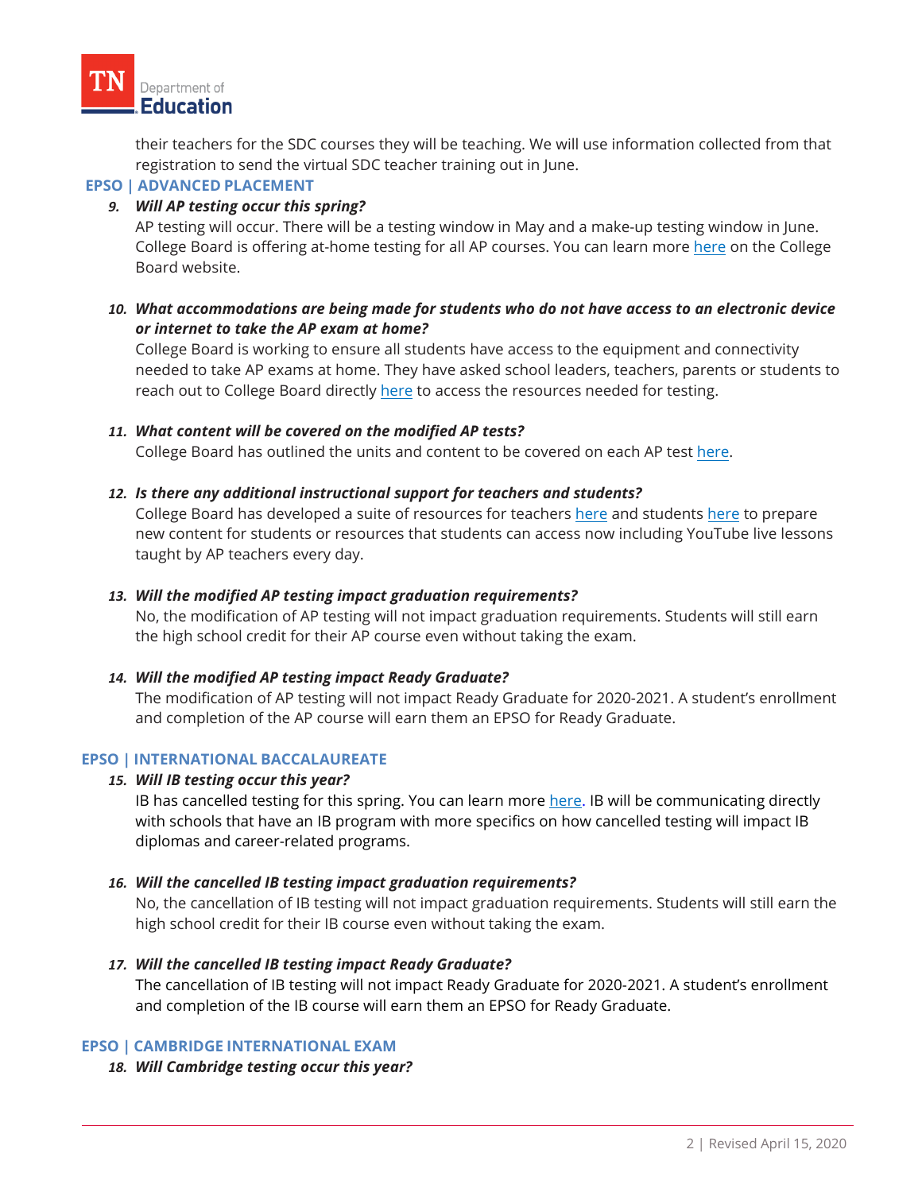their teachers for the SDC courses they will be teaching. We will use information collected from that registration to send the virtual SDC teacher training out in June.

### EPSO | ADVANCED PLACEMENT

9. ***Will AP testing occur this spring?***
   AP testing will occur. There will be a testing window in May and a make-up testing window in June. College Board is offering at-home testing for all AP courses. You can learn more here on the College Board website.

10. ***What accommodations are being made for students who do not have access to an electronic device or internet to take the AP exam at home?***
    College Board is working to ensure all students have access to the equipment and connectivity needed to take AP exams at home. They have asked school leaders, teachers, parents or students to reach out to College Board directly here to access the resources needed for testing.

11. ***What content will be covered on the modified AP tests?***
    College Board has outlined the units and content to be covered on each AP test here.

12. ***Is there any additional instructional support for teachers and students?***
    College Board has developed a suite of resources for teachers here and students here to prepare new content for students or resources that students can access now including YouTube live lessons taught by AP teachers every day.

13. ***Will the modified AP testing impact graduation requirements?***
    No, the modification of AP testing will not impact graduation requirements. Students will still earn the high school credit for their AP course even without taking the exam.

14. ***Will the modified AP testing impact Ready Graduate?***
    The modification of AP testing will not impact Ready Graduate for 2020-2021. A student's enrollment and completion of the AP course will earn them an EPSO for Ready Graduate.

### EPSO | INTERNATIONAL BACCALAUREATE

15. ***Will IB testing occur this year?***
    IB has cancelled testing for this spring. You can learn more here. IB will be communicating directly with schools that have an IB program with more specifics on how cancelled testing will impact IB diplomas and career-related programs.

16. ***Will the cancelled IB testing impact graduation requirements?***
    No, the cancellation of IB testing will not impact graduation requirements. Students will still earn the high school credit for their IB course even without taking the exam.

17. ***Will the cancelled IB testing impact Ready Graduate?***
    The cancellation of IB testing will not impact Ready Graduate for 2020-2021. A student's enrollment and completion of the IB course will earn them an EPSO for Ready Graduate.

### EPSO | CAMBRIDGE INTERNATIONAL EXAM

18. ***Will Cambridge testing occur this year?***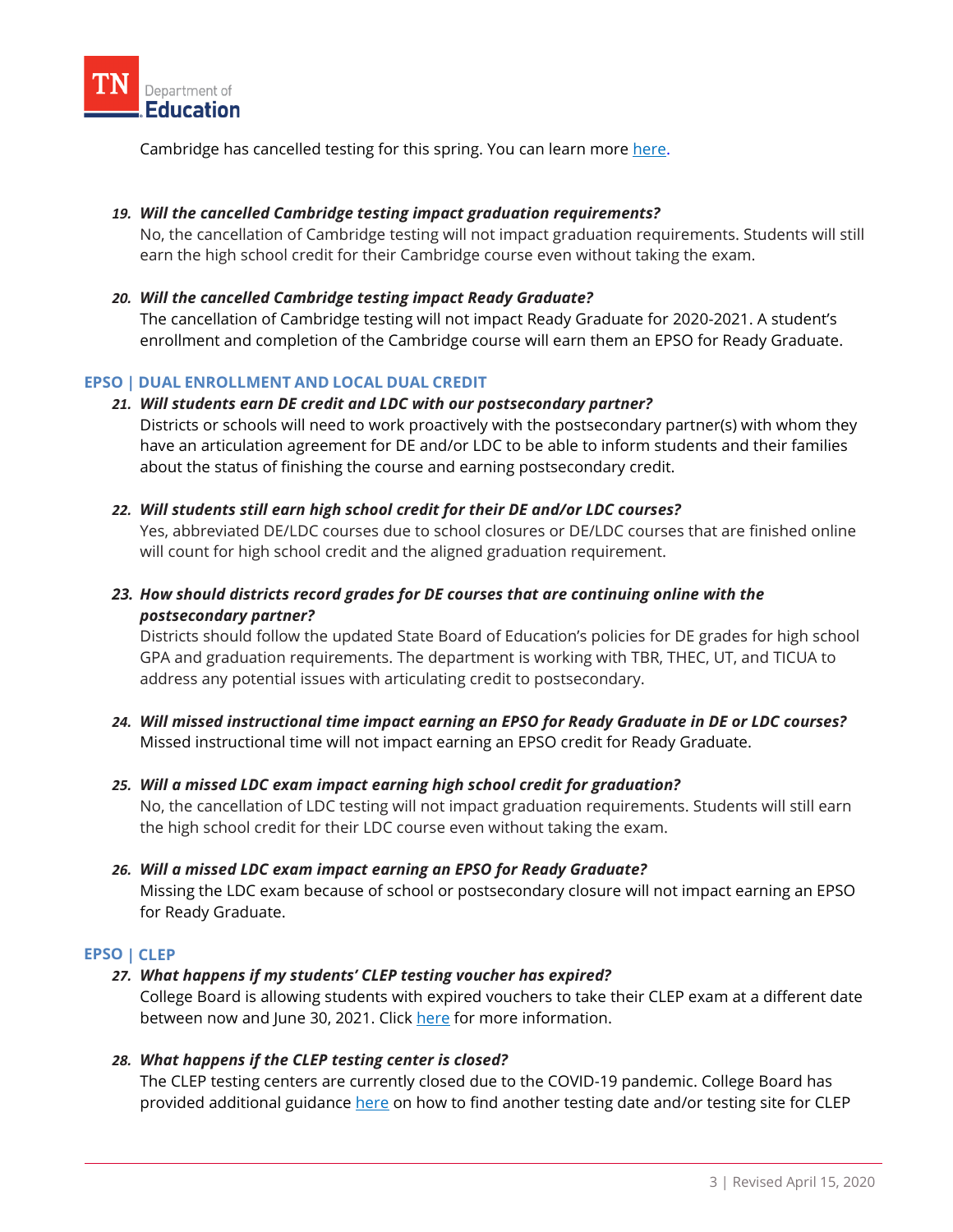Cambridge has cancelled testing for this spring. You can learn more here.

19. ***Will the cancelled Cambridge testing impact graduation requirements?***
    No, the cancellation of Cambridge testing will not impact graduation requirements. Students will still earn the high school credit for their Cambridge course even without taking the exam.

20. ***Will the cancelled Cambridge testing impact Ready Graduate?***
    The cancellation of Cambridge testing will not impact Ready Graduate for 2020-2021. A student's enrollment and completion of the Cambridge course will earn them an EPSO for Ready Graduate.

## EPSO | DUAL ENROLLMENT AND LOCAL DUAL CREDIT

21. ***Will students earn DE credit and LDC with our postsecondary partner?***
    Districts or schools will need to work proactively with the postsecondary partner(s) with whom they have an articulation agreement for DE and/or LDC to be able to inform students and their families about the status of finishing the course and earning postsecondary credit.

22. ***Will students still earn high school credit for their DE and/or LDC courses?***
    Yes, abbreviated DE/LDC courses due to school closures or DE/LDC courses that are finished online will count for high school credit and the aligned graduation requirement.

23. ***How should districts record grades for DE courses that are continuing online with the postsecondary partner?***
    Districts should follow the updated State Board of Education's policies for DE grades for high school GPA and graduation requirements. The department is working with TBR, THEC, UT, and TICUA to address any potential issues with articulating credit to postsecondary.

24. ***Will missed instructional time impact earning an EPSO for Ready Graduate in DE or LDC courses?***
    Missed instructional time will not impact earning an EPSO credit for Ready Graduate.

25. ***Will a missed LDC exam impact earning high school credit for graduation?***
    No, the cancellation of LDC testing will not impact graduation requirements. Students will still earn the high school credit for their LDC course even without taking the exam.

26. ***Will a missed LDC exam impact earning an EPSO for Ready Graduate?***
    Missing the LDC exam because of school or postsecondary closure will not impact earning an EPSO for Ready Graduate.

## EPSO | CLEP

27. ***What happens if my students' CLEP testing voucher has expired?***
    College Board is allowing students with expired vouchers to take their CLEP exam at a different date between now and June 30, 2021. Click here for more information.

28. ***What happens if the CLEP testing center is closed?***
    The CLEP testing centers are currently closed due to the COVID-19 pandemic. College Board has provided additional guidance here on how to find another testing date and/or testing site for CLEP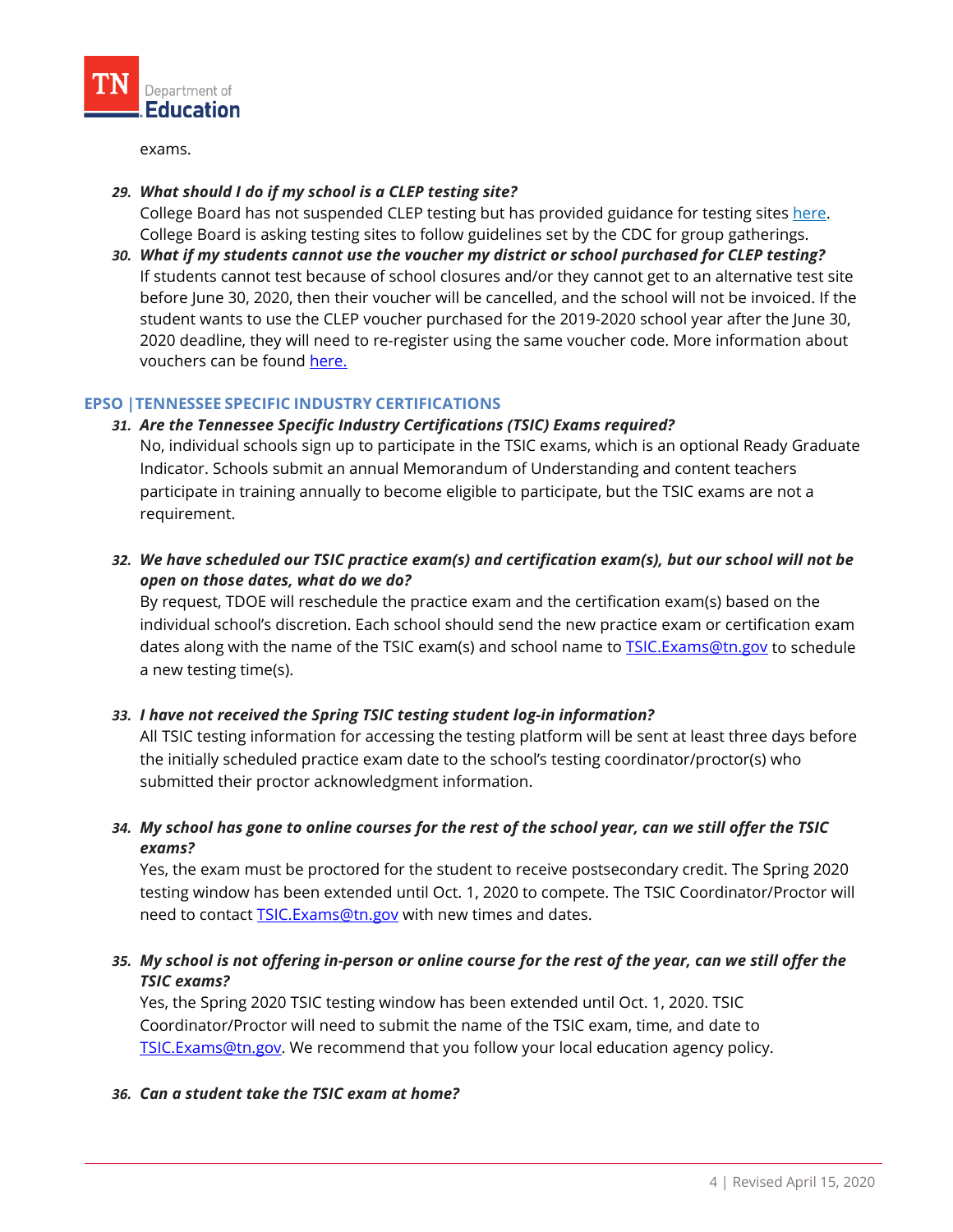exams.

29. ***What should I do if my school is a CLEP testing site?***
    College Board has not suspended CLEP testing but has provided guidance for testing sites here. College Board is asking testing sites to follow guidelines set by the CDC for group gatherings.
30. ***What if my students cannot use the voucher my district or school purchased for CLEP testing?***
    If students cannot test because of school closures and/or they cannot get to an alternative test site before June 30, 2020, then their voucher will be cancelled, and the school will not be invoiced. If the student wants to use the CLEP voucher purchased for the 2019-2020 school year after the June 30, 2020 deadline, they will need to re-register using the same voucher code. More information about vouchers can be found here.

## EPSO | TENNESSEE SPECIFIC INDUSTRY CERTIFICATIONS

31. ***Are the Tennessee Specific Industry Certifications (TSIC) Exams required?***
    No, individual schools sign up to participate in the TSIC exams, which is an optional Ready Graduate Indicator. Schools submit an annual Memorandum of Understanding and content teachers participate in training annually to become eligible to participate, but the TSIC exams are not a requirement.

32. ***We have scheduled our TSIC practice exam(s) and certification exam(s), but our school will not be open on those dates, what do we do?***
    By request, TDOE will reschedule the practice exam and the certification exam(s) based on the individual school's discretion. Each school should send the new practice exam or certification exam dates along with the name of the TSIC exam(s) and school name to TSIC.Exams@tn.gov to schedule a new testing time(s).

33. ***I have not received the Spring TSIC testing student log-in information?***
    All TSIC testing information for accessing the testing platform will be sent at least three days before the initially scheduled practice exam date to the school's testing coordinator/proctor(s) who submitted their proctor acknowledgment information.

34. ***My school has gone to online courses for the rest of the school year, can we still offer the TSIC exams?***
    Yes, the exam must be proctored for the student to receive postsecondary credit. The Spring 2020 testing window has been extended until Oct. 1, 2020 to compete. The TSIC Coordinator/Proctor will need to contact TSIC.Exams@tn.gov with new times and dates.

35. ***My school is not offering in-person or online course for the rest of the year, can we still offer the TSIC exams?***
    Yes, the Spring 2020 TSIC testing window has been extended until Oct. 1, 2020. TSIC Coordinator/Proctor will need to submit the name of the TSIC exam, time, and date to TSIC.Exams@tn.gov. We recommend that you follow your local education agency policy.

36. ***Can a student take the TSIC exam at home?***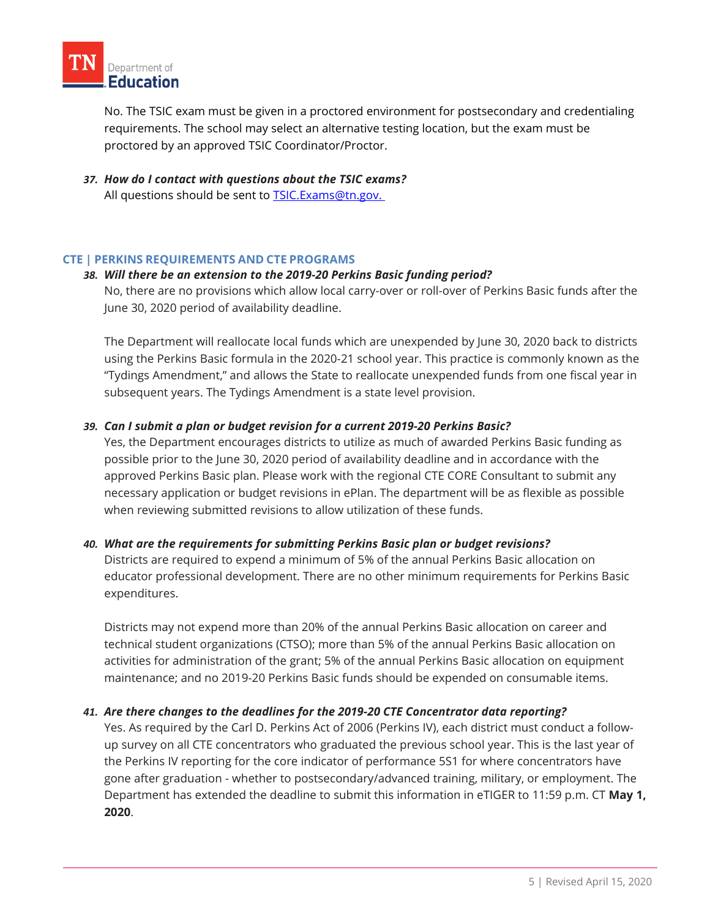No. The TSIC exam must be given in a proctored environment for postsecondary and credentialing requirements. The school may select an alternative testing location, but the exam must be proctored by an approved TSIC Coordinator/Proctor.

37. ***How do I contact with questions about the TSIC exams?***
    All questions should be sent to [TSIC.Exams@tn.gov.](mailto:TSIC.Exams@tn.gov)

### CTE | PERKINS REQUIREMENTS AND CTE PROGRAMS

38. ***Will there be an extension to the 2019-20 Perkins Basic funding period?***
    No, there are no provisions which allow local carry-over or roll-over of Perkins Basic funds after the June 30, 2020 period of availability deadline.

    The Department will reallocate local funds which are unexpended by June 30, 2020 back to districts using the Perkins Basic formula in the 2020-21 school year. This practice is commonly known as the "Tydings Amendment," and allows the State to reallocate unexpended funds from one fiscal year in subsequent years. The Tydings Amendment is a state level provision.

39. ***Can I submit a plan or budget revision for a current 2019-20 Perkins Basic?***
    Yes, the Department encourages districts to utilize as much of awarded Perkins Basic funding as possible prior to the June 30, 2020 period of availability deadline and in accordance with the approved Perkins Basic plan. Please work with the regional CTE CORE Consultant to submit any necessary application or budget revisions in ePlan. The department will be as flexible as possible when reviewing submitted revisions to allow utilization of these funds.

40. ***What are the requirements for submitting Perkins Basic plan or budget revisions?***
    Districts are required to expend a minimum of 5% of the annual Perkins Basic allocation on educator professional development. There are no other minimum requirements for Perkins Basic expenditures.

    Districts may not expend more than 20% of the annual Perkins Basic allocation on career and technical student organizations (CTSO); more than 5% of the annual Perkins Basic allocation on activities for administration of the grant; 5% of the annual Perkins Basic allocation on equipment maintenance; and no 2019-20 Perkins Basic funds should be expended on consumable items.

41. ***Are there changes to the deadlines for the 2019-20 CTE Concentrator data reporting?***
    Yes. As required by the Carl D. Perkins Act of 2006 (Perkins IV), each district must conduct a follow-up survey on all CTE concentrators who graduated the previous school year. This is the last year of the Perkins IV reporting for the core indicator of performance 5S1 for where concentrators have gone after graduation - whether to postsecondary/advanced training, military, or employment. The Department has extended the deadline to submit this information in eTIGER to 11:59 p.m. CT **May 1, 2020**.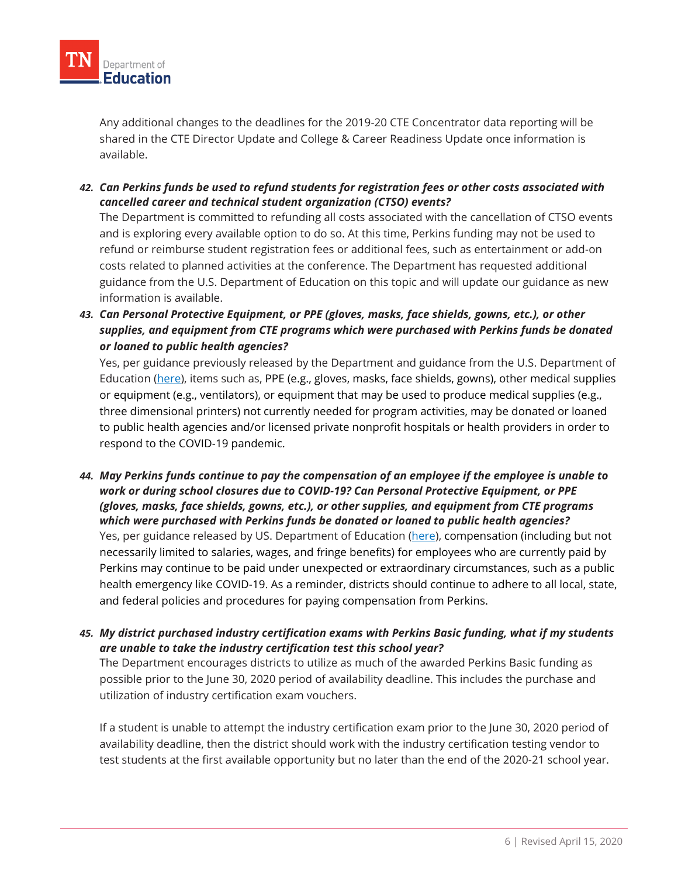Any additional changes to the deadlines for the 2019-20 CTE Concentrator data reporting will be shared in the CTE Director Update and College & Career Readiness Update once information is available.

42. ***Can Perkins funds be used to refund students for registration fees or other costs associated with cancelled career and technical student organization (CTSO) events?***
    The Department is committed to refunding all costs associated with the cancellation of CTSO events and is exploring every available option to do so. At this time, Perkins funding may not be used to refund or reimburse student registration fees or additional fees, such as entertainment or add-on costs related to planned activities at the conference. The Department has requested additional guidance from the U.S. Department of Education on this topic and will update our guidance as new information is available.

43. ***Can Personal Protective Equipment, or PPE (gloves, masks, face shields, gowns, etc.), or other supplies, and equipment from CTE programs which were purchased with Perkins funds be donated or loaned to public health agencies?***
    Yes, per guidance previously released by the Department and guidance from the U.S. Department of Education (here), items such as, PPE (e.g., gloves, masks, face shields, gowns), other medical supplies or equipment (e.g., ventilators), or equipment that may be used to produce medical supplies (e.g., three dimensional printers) not currently needed for program activities, may be donated or loaned to public health agencies and/or licensed private nonprofit hospitals or health providers in order to respond to the COVID-19 pandemic.

44. ***May Perkins funds continue to pay the compensation of an employee if the employee is unable to work or during school closures due to COVID-19? Can Personal Protective Equipment, or PPE (gloves, masks, face shields, gowns, etc.), or other supplies, and equipment from CTE programs which were purchased with Perkins funds be donated or loaned to public health agencies?***
    Yes, per guidance released by US. Department of Education (here), compensation (including but not necessarily limited to salaries, wages, and fringe benefits) for employees who are currently paid by Perkins may continue to be paid under unexpected or extraordinary circumstances, such as a public health emergency like COVID-19. As a reminder, districts should continue to adhere to all local, state, and federal policies and procedures for paying compensation from Perkins.

45. ***My district purchased industry certification exams with Perkins Basic funding, what if my students are unable to take the industry certification test this school year?***
    The Department encourages districts to utilize as much of the awarded Perkins Basic funding as possible prior to the June 30, 2020 period of availability deadline. This includes the purchase and utilization of industry certification exam vouchers.

    If a student is unable to attempt the industry certification exam prior to the June 30, 2020 period of availability deadline, then the district should work with the industry certification testing vendor to test students at the first available opportunity but no later than the end of the 2020-21 school year.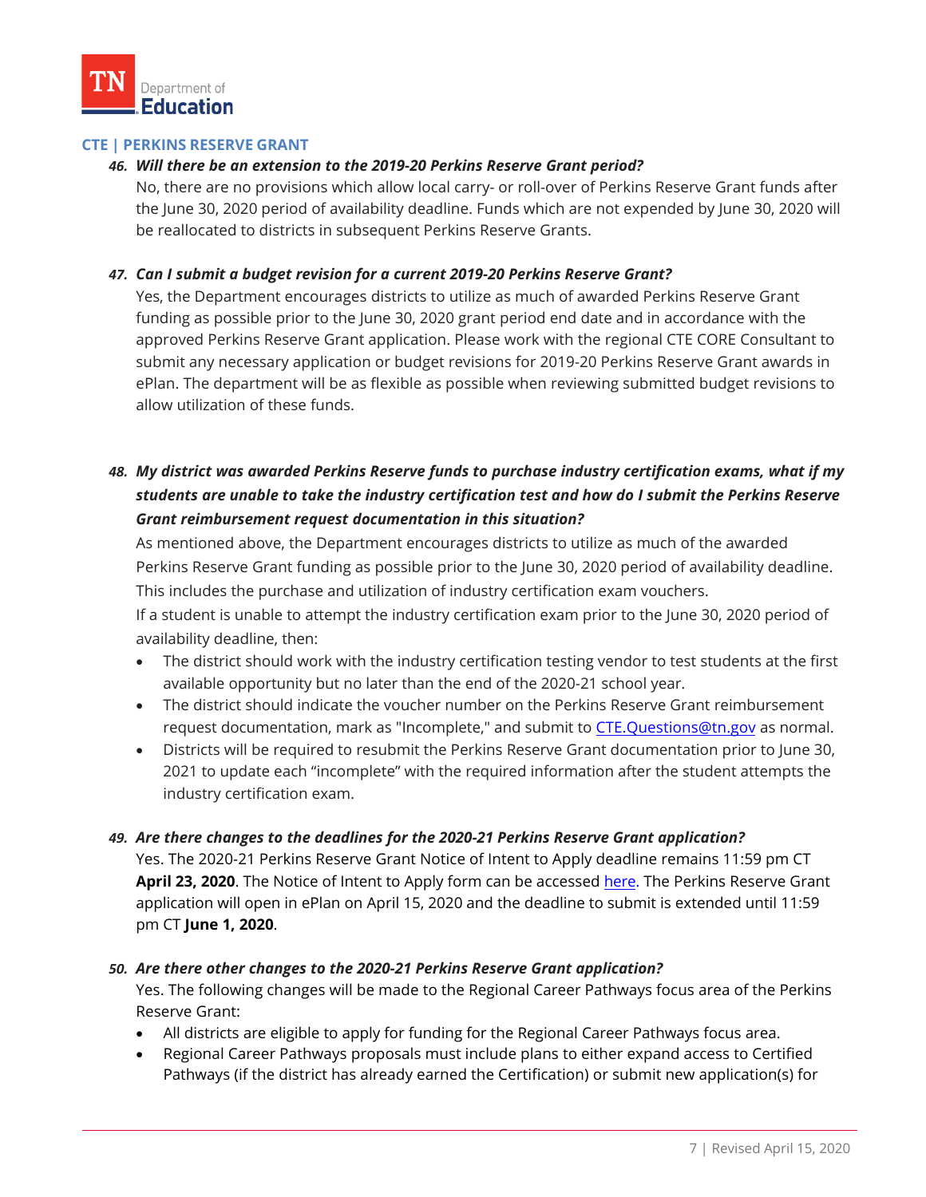## CTE | PERKINS RESERVE GRANT

46. ***Will there be an extension to the 2019-20 Perkins Reserve Grant period?***

    No, there are no provisions which allow local carry- or roll-over of Perkins Reserve Grant funds after the June 30, 2020 period of availability deadline. Funds which are not expended by June 30, 2020 will be reallocated to districts in subsequent Perkins Reserve Grants.

47. ***Can I submit a budget revision for a current 2019-20 Perkins Reserve Grant?***

    Yes, the Department encourages districts to utilize as much of awarded Perkins Reserve Grant funding as possible prior to the June 30, 2020 grant period end date and in accordance with the approved Perkins Reserve Grant application. Please work with the regional CTE CORE Consultant to submit any necessary application or budget revisions for 2019-20 Perkins Reserve Grant awards in ePlan. The department will be as flexible as possible when reviewing submitted budget revisions to allow utilization of these funds.

48. ***My district was awarded Perkins Reserve funds to purchase industry certification exams, what if my students are unable to take the industry certification test and how do I submit the Perkins Reserve Grant reimbursement request documentation in this situation?***

    As mentioned above, the Department encourages districts to utilize as much of the awarded Perkins Reserve Grant funding as possible prior to the June 30, 2020 period of availability deadline. This includes the purchase and utilization of industry certification exam vouchers.

    If a student is unable to attempt the industry certification exam prior to the June 30, 2020 period of availability deadline, then:

    - The district should work with the industry certification testing vendor to test students at the first available opportunity but no later than the end of the 2020-21 school year.
    - The district should indicate the voucher number on the Perkins Reserve Grant reimbursement request documentation, mark as "Incomplete," and submit to [CTE.Questions@tn.gov](mailto:CTE.Questions@tn.gov) as normal.
    - Districts will be required to resubmit the Perkins Reserve Grant documentation prior to June 30, 2021 to update each "incomplete" with the required information after the student attempts the industry certification exam.

49. ***Are there changes to the deadlines for the 2020-21 Perkins Reserve Grant application?***

    Yes. The 2020-21 Perkins Reserve Grant Notice of Intent to Apply deadline remains 11:59 pm CT **April 23, 2020**. The Notice of Intent to Apply form can be accessed [here](). The Perkins Reserve Grant application will open in ePlan on April 15, 2020 and the deadline to submit is extended until 11:59 pm CT **June 1, 2020**.

50. ***Are there other changes to the 2020-21 Perkins Reserve Grant application?***

    Yes. The following changes will be made to the Regional Career Pathways focus area of the Perkins Reserve Grant:

    - All districts are eligible to apply for funding for the Regional Career Pathways focus area.
    - Regional Career Pathways proposals must include plans to either expand access to Certified Pathways (if the district has already earned the Certification) or submit new application(s) for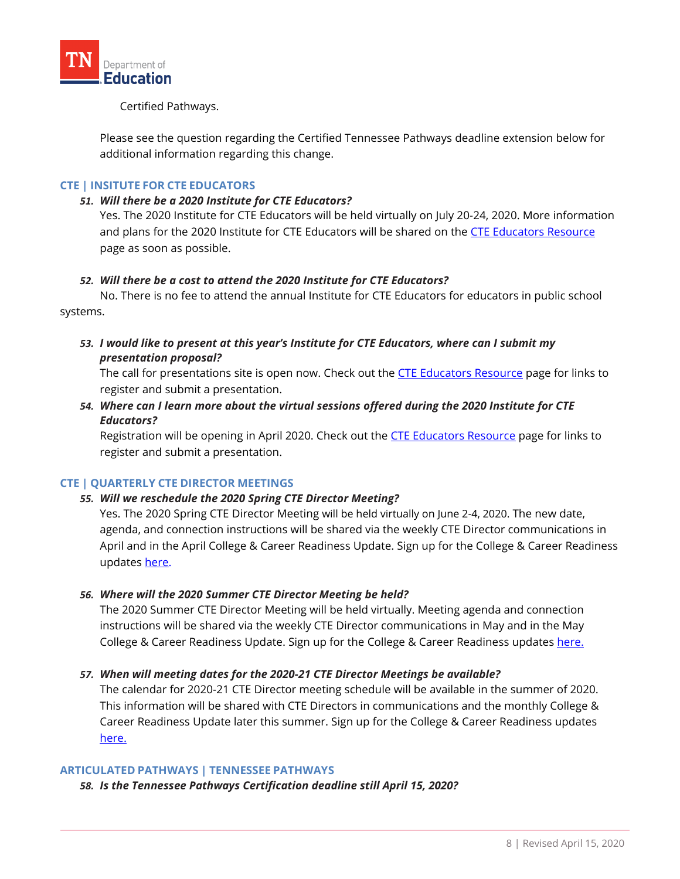Certified Pathways.

Please see the question regarding the Certified Tennessee Pathways deadline extension below for additional information regarding this change.

### CTE | INSITUTE FOR CTE EDUCATORS

51. ***Will there be a 2020 Institute for CTE Educators?***
    Yes. The 2020 Institute for CTE Educators will be held virtually on July 20-24, 2020. More information and plans for the 2020 Institute for CTE Educators will be shared on the CTE Educators Resource page as soon as possible.

52. ***Will there be a cost to attend the 2020 Institute for CTE Educators?***
    No. There is no fee to attend the annual Institute for CTE Educators for educators in public school systems.

53. ***I would like to present at this year's Institute for CTE Educators, where can I submit my presentation proposal?***
    The call for presentations site is open now. Check out the CTE Educators Resource page for links to register and submit a presentation.

54. ***Where can I learn more about the virtual sessions offered during the 2020 Institute for CTE Educators?***
    Registration will be opening in April 2020. Check out the CTE Educators Resource page for links to register and submit a presentation.

### CTE | QUARTERLY CTE DIRECTOR MEETINGS

55. ***Will we reschedule the 2020 Spring CTE Director Meeting?***
    Yes. The 2020 Spring CTE Director Meeting will be held virtually on June 2-4, 2020. The new date, agenda, and connection instructions will be shared via the weekly CTE Director communications in April and in the April College & Career Readiness Update. Sign up for the College & Career Readiness updates here.

56. ***Where will the 2020 Summer CTE Director Meeting be held?***
    The 2020 Summer CTE Director Meeting will be held virtually. Meeting agenda and connection instructions will be shared via the weekly CTE Director communications in May and in the May College & Career Readiness Update. Sign up for the College & Career Readiness updates here.

57. ***When will meeting dates for the 2020-21 CTE Director Meetings be available?***
    The calendar for 2020-21 CTE Director meeting schedule will be available in the summer of 2020. This information will be shared with CTE Directors in communications and the monthly College & Career Readiness Update later this summer. Sign up for the College & Career Readiness updates here.

### ARTICULATED PATHWAYS | TENNESSEE PATHWAYS

58. ***Is the Tennessee Pathways Certification deadline still April 15, 2020?***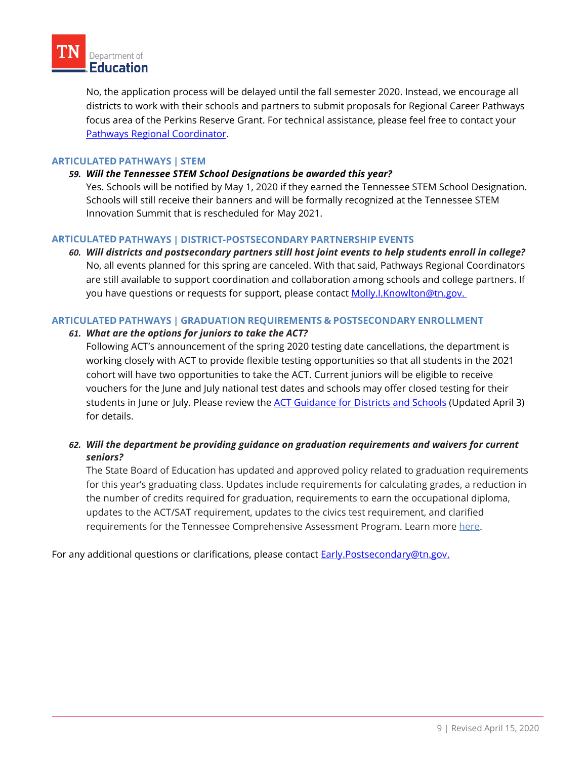No, the application process will be delayed until the fall semester 2020. Instead, we encourage all districts to work with their schools and partners to submit proposals for Regional Career Pathways focus area of the Perkins Reserve Grant. For technical assistance, please feel free to contact your [Pathways Regional Coordinator](#).

### ARTICULATED PATHWAYS | STEM

59. ***Will the Tennessee STEM School Designations be awarded this year?***
    Yes. Schools will be notified by May 1, 2020 if they earned the Tennessee STEM School Designation. Schools will still receive their banners and will be formally recognized at the Tennessee STEM Innovation Summit that is rescheduled for May 2021.

### ARTICULATED PATHWAYS | DISTRICT-POSTSECONDARY PARTNERSHIP EVENTS

60. ***Will districts and postsecondary partners still host joint events to help students enroll in college?***
    No, all events planned for this spring are canceled. With that said, Pathways Regional Coordinators are still available to support coordination and collaboration among schools and college partners. If you have questions or requests for support, please contact [Molly.I.Knowlton@tn.gov.](mailto:Molly.I.Knowlton@tn.gov)

### ARTICULATED PATHWAYS | GRADUATION REQUIREMENTS & POSTSECONDARY ENROLLMENT

61. ***What are the options for juniors to take the ACT?***
    Following ACT's announcement of the spring 2020 testing date cancellations, the department is working closely with ACT to provide flexible testing opportunities so that all students in the 2021 cohort will have two opportunities to take the ACT. Current juniors will be eligible to receive vouchers for the June and July national test dates and schools may offer closed testing for their students in June or July. Please review the [ACT Guidance for Districts and Schools](#) (Updated April 3) for details.

62. ***Will the department be providing guidance on graduation requirements and waivers for current seniors?***
    The State Board of Education has updated and approved policy related to graduation requirements for this year's graduating class. Updates include requirements for calculating grades, a reduction in the number of credits required for graduation, requirements to earn the occupational diploma, updates to the ACT/SAT requirement, updates to the civics test requirement, and clarified requirements for the Tennessee Comprehensive Assessment Program. Learn more [here](#).

For any additional questions or clarifications, please contact [Early.Postsecondary@tn.gov.](mailto:Early.Postsecondary@tn.gov)